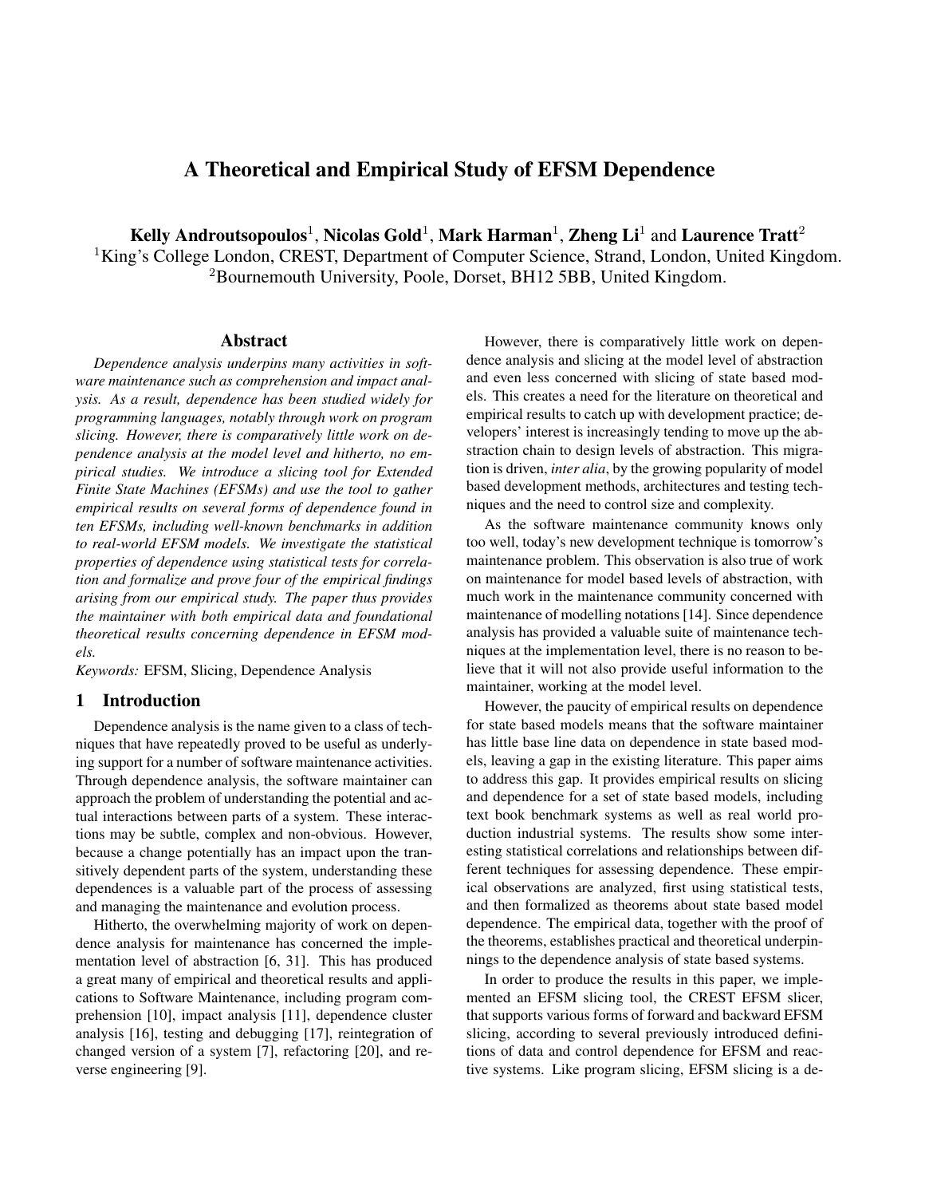# A Theoretical and Empirical Study of EFSM Dependence

**Kelly Androutsopoulos**[1], **Nicolas Gold**[1], **Mark Harman**[1], **Zheng Li**[1] and **Laurence Tratt**[2]

[1]King's College London, CREST, Department of Computer Science, Strand, London, United Kingdom.
[2]Bournemouth University, Poole, Dorset, BH12 5BB, United Kingdom.

## Abstract

*Dependence analysis underpins many activities in software maintenance such as comprehension and impact analysis. As a result, dependence has been studied widely for programming languages, notably through work on program slicing. However, there is comparatively little work on dependence analysis at the model level and hitherto, no empirical studies. We introduce a slicing tool for Extended Finite State Machines (EFSMs) and use the tool to gather empirical results on several forms of dependence found in ten EFSMs, including well-known benchmarks in addition to real-world EFSM models. We investigate the statistical properties of dependence using statistical tests for correlation and formalize and prove four of the empirical findings arising from our empirical study. The paper thus provides the maintainer with both empirical data and foundational theoretical results concerning dependence in EFSM models.*

*Keywords:* EFSM, Slicing, Dependence Analysis

## 1 Introduction

Dependence analysis is the name given to a class of techniques that have repeatedly proved to be useful as underlying support for a number of software maintenance activities. Through dependence analysis, the software maintainer can approach the problem of understanding the potential and actual interactions between parts of a system. These interactions may be subtle, complex and non-obvious. However, because a change potentially has an impact upon the transitively dependent parts of the system, understanding these dependences is a valuable part of the process of assessing and managing the maintenance and evolution process.

Hitherto, the overwhelming majority of work on dependence analysis for maintenance has concerned the implementation level of abstraction [6, 31]. This has produced a great many of empirical and theoretical results and applications to Software Maintenance, including program comprehension [10], impact analysis [11], dependence cluster analysis [16], testing and debugging [17], reintegration of changed version of a system [7], refactoring [20], and reverse engineering [9].

However, there is comparatively little work on dependence analysis and slicing at the model level of abstraction and even less concerned with slicing of state based models. This creates a need for the literature on theoretical and empirical results to catch up with development practice; developers' interest is increasingly tending to move up the abstraction chain to design levels of abstraction. This migration is driven, *inter alia*, by the growing popularity of model based development methods, architectures and testing techniques and the need to control size and complexity.

As the software maintenance community knows only too well, today's new development technique is tomorrow's maintenance problem. This observation is also true of work on maintenance for model based levels of abstraction, with much work in the maintenance community concerned with maintenance of modelling notations [14]. Since dependence analysis has provided a valuable suite of maintenance techniques at the implementation level, there is no reason to believe that it will not also provide useful information to the maintainer, working at the model level.

However, the paucity of empirical results on dependence for state based models means that the software maintainer has little base line data on dependence in state based models, leaving a gap in the existing literature. This paper aims to address this gap. It provides empirical results on slicing and dependence for a set of state based models, including text book benchmark systems as well as real world production industrial systems. The results show some interesting statistical correlations and relationships between different techniques for assessing dependence. These empirical observations are analyzed, first using statistical tests, and then formalized as theorems about state based model dependence. The empirical data, together with the proof of the theorems, establishes practical and theoretical underpinnings to the dependence analysis of state based systems.

In order to produce the results in this paper, we implemented an EFSM slicing tool, the CREST EFSM slicer, that supports various forms of forward and backward EFSM slicing, according to several previously introduced definitions of data and control dependence for EFSM and reactive systems. Like program slicing, EFSM slicing is a de-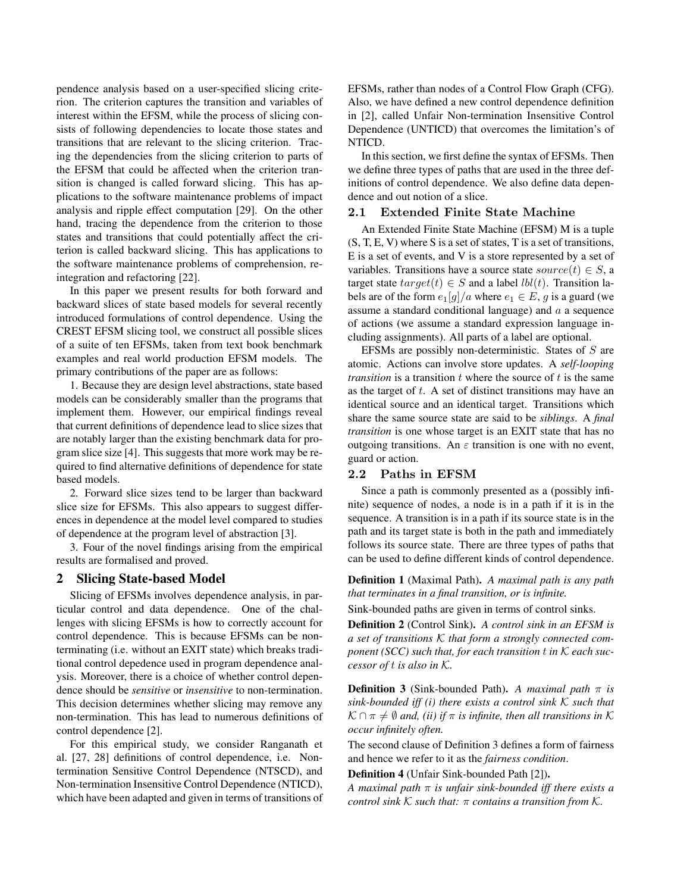pendence analysis based on a user-specified slicing criterion. The criterion captures the transition and variables of interest within the EFSM, while the process of slicing consists of following dependencies to locate those states and transitions that are relevant to the slicing criterion. Tracing the dependencies from the slicing criterion to parts of the EFSM that could be affected when the criterion transition is changed is called forward slicing. This has applications to the software maintenance problems of impact analysis and ripple effect computation [29]. On the other hand, tracing the dependence from the criterion to those states and transitions that could potentially affect the criterion is called backward slicing. This has applications to the software maintenance problems of comprehension, reintegration and refactoring [22].

In this paper we present results for both forward and backward slices of state based models for several recently introduced formulations of control dependence. Using the CREST EFSM slicing tool, we construct all possible slices of a suite of ten EFSMs, taken from text book benchmark examples and real world production EFSM models. The primary contributions of the paper are as follows:

1. Because they are design level abstractions, state based models can be considerably smaller than the programs that implement them. However, our empirical findings reveal that current definitions of dependence lead to slice sizes that are notably larger than the existing benchmark data for program slice size [4]. This suggests that more work may be required to find alternative definitions of dependence for state based models.

2. Forward slice sizes tend to be larger than backward slice size for EFSMs. This also appears to suggest differences in dependence at the model level compared to studies of dependence at the program level of abstraction [3].

3. Four of the novel findings arising from the empirical results are formalised and proved.

## 2 Slicing State-based Model

Slicing of EFSMs involves dependence analysis, in particular control and data dependence. One of the challenges with slicing EFSMs is how to correctly account for control dependence. This is because EFSMs can be nonterminating (i.e. without an EXIT state) which breaks traditional control depedence used in program dependence analysis. Moreover, there is a choice of whether control dependence should be *sensitive* or *insensitive* to non-termination. This decision determines whether slicing may remove any non-termination. This has lead to numerous definitions of control dependence [2].

For this empirical study, we consider Ranganath et al. [27, 28] definitions of control dependence, i.e. Nontermination Sensitive Control Dependence (NTSCD), and Non-termination Insensitive Control Dependence (NTICD), which have been adapted and given in terms of transitions of EFSMs, rather than nodes of a Control Flow Graph (CFG). Also, we have defined a new control dependence definition in [2], called Unfair Non-termination Insensitive Control Dependence (UNTICD) that overcomes the limitation's of NTICD.

In this section, we first define the syntax of EFSMs. Then we define three types of paths that are used in the three definitions of control dependence. We also define data dependence and out notion of a slice.

### 2.1 Extended Finite State Machine

An Extended Finite State Machine (EFSM) M is a tuple (S, T, E, V) where S is a set of states, T is a set of transitions, E is a set of events, and V is a store represented by a set of variables. Transitions have a source state $source(t) \in S$, a target state $target(t) \in S$ and a label $lbl(t)$. Transition labels are of the form $e_1[g]/a$ where $e_1 \in E$, $g$ is a guard (we assume a standard conditional language) and $a$ a sequence of actions (we assume a standard expression language including assignments). All parts of a label are optional.

EFSMs are possibly non-deterministic. States of $S$ are atomic. Actions can involve store updates. A *self-looping transition* is a transition $t$ where the source of $t$ is the same as the target of $t$. A set of distinct transitions may have an identical source and an identical target. Transitions which share the same source state are said to be *siblings*. A *final transition* is one whose target is an EXIT state that has no outgoing transitions. An $\varepsilon$ transition is one with no event, guard or action.

### 2.2 Paths in EFSM

Since a path is commonly presented as a (possibly infinite) sequence of nodes, a node is in a path if it is in the sequence. A transition is in a path if its source state is in the path and its target state is both in the path and immediately follows its source state. There are three types of paths that can be used to define different kinds of control dependence.

**Definition 1** (Maximal Path). *A maximal path is any path that terminates in a final transition, or is infinite.*

Sink-bounded paths are given in terms of control sinks.

**Definition 2** (Control Sink). *A control sink in an EFSM is a set of transitions $\mathcal{K}$ that form a strongly connected component (SCC) such that, for each transition $t$ in $\mathcal{K}$ each successor of $t$ is also in $\mathcal{K}$.*

**Definition 3** (Sink-bounded Path). *A maximal path $\pi$ is sink-bounded iff (i) there exists a control sink $\mathcal{K}$ such that $\mathcal{K} \cap \pi \neq \emptyset$ and, (ii) if $\pi$ is infinite, then all transitions in $\mathcal{K}$ occur infinitely often.*

The second clause of Definition 3 defines a form of fairness and hence we refer to it as the *fairness condition*.

**Definition 4** (Unfair Sink-bounded Path [2]).
*A maximal path $\pi$ is unfair sink-bounded iff there exists a control sink $\mathcal{K}$ such that: $\pi$ contains a transition from $\mathcal{K}$.*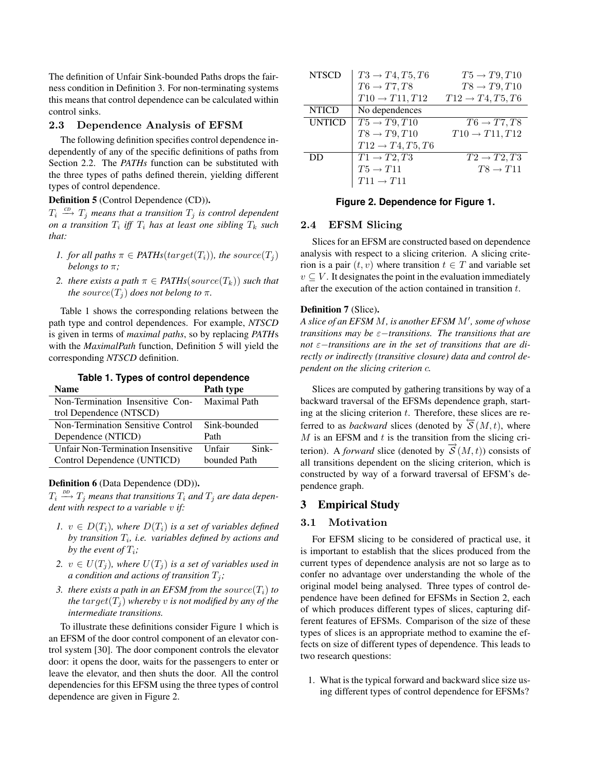The definition of Unfair Sink-bounded Paths drops the fairness condition in Definition 3. For non-terminating systems this means that control dependence can be calculated within control sinks.

### 2.3 Dependence Analysis of EFSM

The following definition specifies control dependence independently of any of the specific definitions of paths from Section 2.2. The ***PATHs*** function can be substituted with the three types of paths defined therein, yielding different types of control dependence.

**Definition 5** (Control Dependence (CD))**.**
*$T_i \xrightarrow{CD} T_j$ means that a transition $T_j$ is control dependent on a transition $T_i$ iff $T_i$ has at least one sibling $T_k$ such that:*

1. *for all paths $\pi \in$ **PATHs**$(target(T_i))$, the $source(T_j)$ belongs to $\pi$;*
2. *there exists a path $\pi \in$ **PATHs**$(source(T_k))$ such that the $source(T_j)$ does not belong to $\pi$.*

Table 1 shows the corresponding relations between the path type and control dependences. For example, ***NTSCD*** is given in terms of *maximal paths*, so by replacing ***PATH***s with the ***MaximalPath*** function, Definition 5 will yield the corresponding ***NTSCD*** definition.

**Table 1. Types of control dependence**

| Name | Path type |
|---|---|
| Non-Termination Insensitive Control Dependence (NTSCD) | Maximal Path |
| Non-Termination Sensitive Control Dependence (NTICD) | Sink-bounded Path |
| Unfair Non-Termination Insensitive Control Dependence (UNTICD) | Unfair Sink-bounded Path |

**Definition 6** (Data Dependence (DD))**.**
*$T_i \xrightarrow{DD} T_j$ means that transitions $T_i$ and $T_j$ are data dependent with respect to a variable $v$ if:*

1. *$v \in D(T_i)$, where $D(T_i)$ is a set of variables defined by transition $T_i$, i.e. variables defined by actions and by the event of $T_i$;*
2. *$v \in U(T_j)$, where $U(T_j)$ is a set of variables used in a condition and actions of transition $T_j$;*
3. *there exists a path in an EFSM from the $source(T_i)$ to the $target(T_j)$ whereby $v$ is not modified by any of the intermediate transitions.*

To illustrate these definitions consider Figure 1 which is an EFSM of the door control component of an elevator control system [30]. The door component controls the elevator door: it opens the door, waits for the passengers to enter or leave the elevator, and then shuts the door. All the control dependencies for this EFSM using the three types of control dependence are given in Figure 2.

| | | |
|---|---|---|
| NTSCD | $T3 \rightarrow T4, T5, T6$ | $T5 \rightarrow T9, T10$ |
| | $T6 \rightarrow T7, T8$ | $T8 \rightarrow T9, T10$ |
| | $T10 \rightarrow T11, T12$ | $T12 \rightarrow T4, T5, T6$ |
| NTICD | No dependences | |
| UNTICD | $T5 \rightarrow T9, T10$ | $T6 \rightarrow T7, T8$ |
| | $T8 \rightarrow T9, T10$ | $T10 \rightarrow T11, T12$ |
| | $T12 \rightarrow T4, T5, T6$ | |
| DD | $T1 \rightarrow T2, T3$ | $T2 \rightarrow T2, T3$ |
| | $T5 \rightarrow T11$ | $T8 \rightarrow T11$ |
| | $T11 \rightarrow T11$ | |

**Figure 2. Dependence for Figure 1.**

### 2.4 EFSM Slicing

Slices for an EFSM are constructed based on dependence analysis with respect to a slicing criterion. A slicing criterion is a pair $(t, v)$ where transition $t \in T$ and variable set $v \subseteq V$. It designates the point in the evaluation immediately after the execution of the action contained in transition $t$.

**Definition 7** (Slice)**.**
*A slice of an EFSM $M$, is another EFSM $M'$, some of whose transitions may be $\varepsilon-$transitions. The transitions that are not $\varepsilon-$transitions are in the set of transitions that are directly or indirectly (transitive closure) data and control dependent on the slicing criterion $c$.*

Slices are computed by gathering transitions by way of a backward traversal of the EFSMs dependence graph, starting at the slicing criterion $t$. Therefore, these slices are referred to as *backward* slices (denoted by $\overleftarrow{\mathcal{S}}(M, t)$, where $M$ is an EFSM and $t$ is the transition from the slicing criterion). A *forward* slice (denoted by $\overrightarrow{\mathcal{S}}(M, t)$) consists of all transitions dependent on the slicing criterion, which is constructed by way of a forward traversal of EFSM's dependence graph.

## 3 Empirical Study

### 3.1 Motivation

For EFSM slicing to be considered of practical use, it is important to establish that the slices produced from the current types of dependence analysis are not so large as to confer no advantage over understanding the whole of the original model being analysed. Three types of control dependence have been defined for EFSMs in Section 2, each of which produces different types of slices, capturing different features of EFSMs. Comparison of the size of these types of slices is an appropriate method to examine the effects on size of different types of dependence. This leads to two research questions:

1. What is the typical forward and backward slice size using different types of control dependence for EFSMs?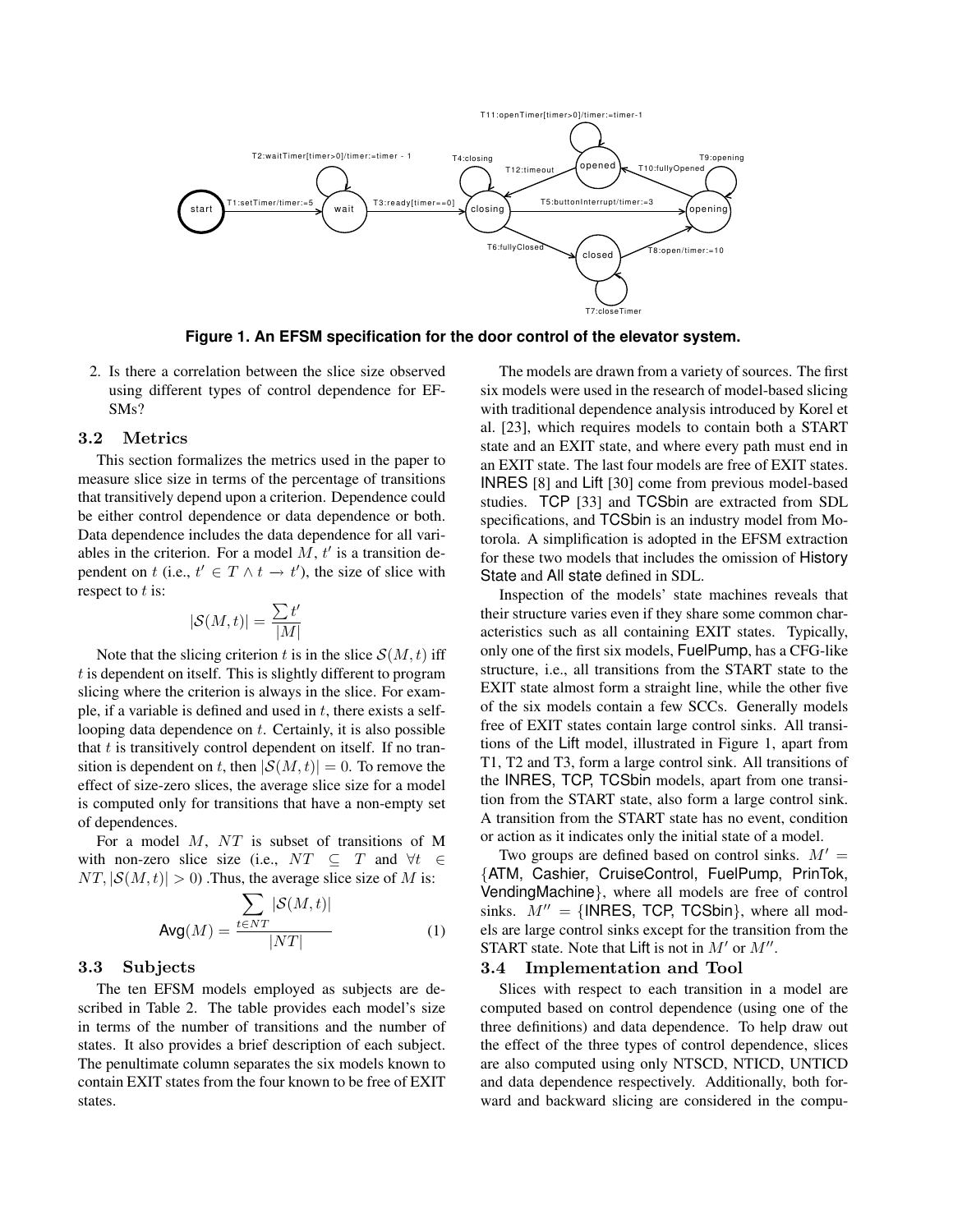T11:openTimer[timer>0]/timer:=timer-1

T2:waitTimer[timer>0]/timer:=timer - 1

T4:closing

T9:opening

T12:timeout

opened

T10:fullyOpened

start

T1:setTimer/timer:=5

wait

T3:ready[timer==0]

closing

T5:buttonInterrupt/timer:=3

opening

T6:fullyClosed

closed

T8:open/timer:=10

T7:closeTimer

**Figure 1. An EFSM specification for the door control of the elevator system.**

2. Is there a correlation between the slice size observed using different types of control dependence for EFSMs?

### 3.2 Metrics

This section formalizes the metrics used in the paper to measure slice size in terms of the percentage of transitions that transitively depend upon a criterion. Dependence could be either control dependence or data dependence or both. Data dependence includes the data dependence for all variables in the criterion. For a model $M$, $t'$ is a transition dependent on $t$ (i.e., $t' \in T \wedge t \rightarrow t'$), the size of slice with respect to $t$ is:

$$|\mathcal{S}(M,t)| = \frac{\sum t'}{|M|}$$

Note that the slicing criterion $t$ is in the slice $\mathcal{S}(M,t)$ iff $t$ is dependent on itself. This is slightly different to program slicing where the criterion is always in the slice. For example, if a variable is defined and used in $t$, there exists a self-looping data dependence on $t$. Certainly, it is also possible that $t$ is transitively control dependent on itself. If no transition is dependent on $t$, then $|\mathcal{S}(M,t)| = 0$. To remove the effect of size-zero slices, the average slice size for a model is computed only for transitions that have a non-empty set of dependences.

For a model $M$, $NT$ is subset of transitions of M with non-zero slice size (i.e., $NT \subseteq T$ and $\forall t \in NT, |\mathcal{S}(M,t)| > 0$) .Thus, the average slice size of $M$ is:

$$\mathsf{Avg}(M) = \frac{\sum\limits_{t \in NT} |\mathcal{S}(M,t)|}{|NT|} \qquad (1)$$

### 3.3 Subjects

The ten EFSM models employed as subjects are described in Table 2. The table provides each model's size in terms of the number of transitions and the number of states. It also provides a brief description of each subject. The penultimate column separates the six models known to contain EXIT states from the four known to be free of EXIT states.

The models are drawn from a variety of sources. The first six models were used in the research of model-based slicing with traditional dependence analysis introduced by Korel et al. [23], which requires models to contain both a START state and an EXIT state, and where every path must end in an EXIT state. The last four models are free of EXIT states. INRES [8] and Lift [30] come from previous model-based studies. TCP [33] and TCSbin are extracted from SDL specifications, and TCSbin is an industry model from Motorola. A simplification is adopted in the EFSM extraction for these two models that includes the omission of History State and All state defined in SDL.

Inspection of the models' state machines reveals that their structure varies even if they share some common characteristics such as all containing EXIT states. Typically, only one of the first six models, FuelPump, has a CFG-like structure, i.e., all transitions from the START state to the EXIT state almost form a straight line, while the other five of the six models contain a few SCCs. Generally models free of EXIT states contain large control sinks. All transitions of the Lift model, illustrated in Figure 1, apart from T1, T2 and T3, form a large control sink. All transitions of the INRES, TCP, TCSbin models, apart from one transition from the START state, also form a large control sink. A transition from the START state has no event, condition or action as it indicates only the initial state of a model.

Two groups are defined based on control sinks. $M' =$ {ATM, Cashier, CruiseControl, FuelPump, PrinTok, VendingMachine}, where all models are free of control sinks. $M'' =$ {INRES, TCP, TCSbin}, where all models are large control sinks except for the transition from the START state. Note that Lift is not in $M'$ or $M''$.

### 3.4 Implementation and Tool

Slices with respect to each transition in a model are computed based on control dependence (using one of the three definitions) and data dependence. To help draw out the effect of the three types of control dependence, slices are also computed using only NTSCD, NTICD, UNTICD and data dependence respectively. Additionally, both forward and backward slicing are considered in the compu-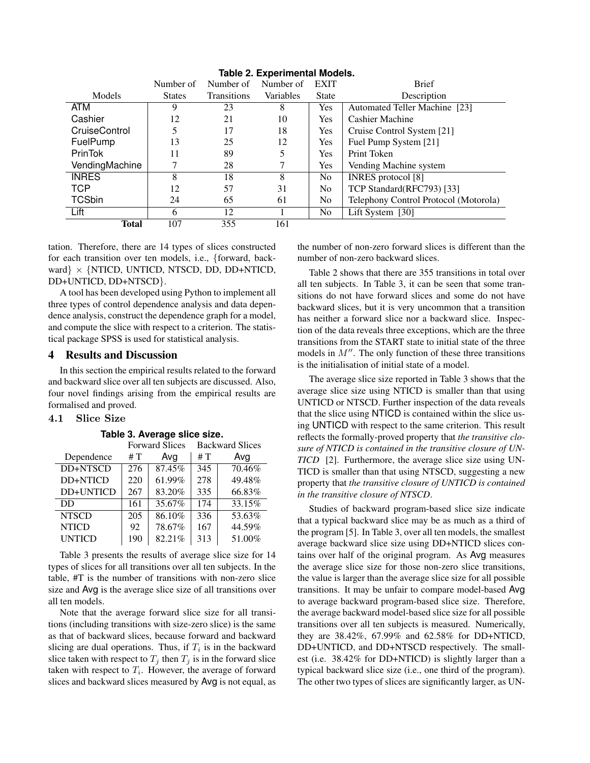**Table 2. Experimental Models.**

| Models | Number of States | Number of Transitions | Number of Variables | EXIT State | Brief Description |
|---|---|---|---|---|---|
| ATM | 9 | 23 | 8 | Yes | Automated Teller Machine [23] |
| Cashier | 12 | 21 | 10 | Yes | Cashier Machine |
| CruiseControl | 5 | 17 | 18 | Yes | Cruise Control System [21] |
| FuelPump | 13 | 25 | 12 | Yes | Fuel Pump System [21] |
| PrinTok | 11 | 89 | 5 | Yes | Print Token |
| VendingMachine | 7 | 28 | 7 | Yes | Vending Machine system |
| INRES | 8 | 18 | 8 | No | INRES protocol [8] |
| TCP | 12 | 57 | 31 | No | TCP Standard(RFC793) [33] |
| TCSbin | 24 | 65 | 61 | No | Telephony Control Protocol (Motorola) |
| Lift | 6 | 12 | 1 | No | Lift System [30] |
| **Total** | 107 | 355 | 161 | | |

tation. Therefore, there are 14 types of slices constructed for each transition over ten models, i.e., {forward, backward} × {NTICD, UNTICD, NTSCD, DD, DD+NTICD, DD+UNTICD, DD+NTSCD}.

A tool has been developed using Python to implement all three types of control dependence analysis and data dependence analysis, construct the dependence graph for a model, and compute the slice with respect to a criterion. The statistical package SPSS is used for statistical analysis.

# 4 Results and Discussion

In this section the empirical results related to the forward and backward slice over all ten subjects are discussed. Also, four novel findings arising from the empirical results are formalised and proved.

## 4.1 Slice Size

**Table 3. Average slice size.**

| Dependence | Forward Slices # T | Forward Slices Avg | Backward Slices # T | Backward Slices Avg |
|---|---|---|---|---|
| DD+NTSCD | 276 | 87.45% | 345 | 70.46% |
| DD+NTICD | 220 | 61.99% | 278 | 49.48% |
| DD+UNTICD | 267 | 83.20% | 335 | 66.83% |
| DD | 161 | 35.67% | 174 | 33.15% |
| NTSCD | 205 | 86.10% | 336 | 53.63% |
| NTICD | 92 | 78.67% | 167 | 44.59% |
| UNTICD | 190 | 82.21% | 313 | 51.00% |

Table 3 presents the results of average slice size for 14 types of slices for all transitions over all ten subjects. In the table, #T is the number of transitions with non-zero slice size and Avg is the average slice size of all transitions over all ten models.

Note that the average forward slice size for all transitions (including transitions with size-zero slice) is the same as that of backward slices, because forward and backward slicing are dual operations. Thus, if $T_i$ is in the backward slice taken with respect to $T_j$ then $T_j$ is in the forward slice taken with respect to $T_i$. However, the average of forward slices and backward slices measured by Avg is not equal, as the number of non-zero forward slices is different than the number of non-zero backward slices.

Table 2 shows that there are 355 transitions in total over all ten subjects. In Table 3, it can be seen that some transitions do not have forward slices and some do not have backward slices, but it is very uncommon that a transition has neither a forward slice nor a backward slice. Inspection of the data reveals three exceptions, which are the three transitions from the START state to initial state of the three models in $M''$. The only function of these three transitions is the initialisation of initial state of a model.

The average slice size reported in Table 3 shows that the average slice size using NTICD is smaller than that using UNTICD or NTSCD. Further inspection of the data reveals that the slice using NTICD is contained within the slice using UNTICD with respect to the same criterion. This result reflects the formally-proved property that *the transitive closure of NTICD is contained in the transitive closure of UNTICD* [2]. Furthermore, the average slice size using UNTICD is smaller than that using NTSCD, suggesting a new property that *the transitive closure of UNTICD is contained in the transitive closure of NTSCD*.

Studies of backward program-based slice size indicate that a typical backward slice may be as much as a third of the program [5]. In Table 3, over all ten models, the smallest average backward slice size using DD+NTICD slices contains over half of the original program. As Avg measures the average slice size for those non-zero slice transitions, the value is larger than the average slice size for all possible transitions. It may be unfair to compare model-based Avg to average backward program-based slice size. Therefore, the average backward model-based slice size for all possible transitions over all ten subjects is measured. Numerically, they are 38.42%, 67.99% and 62.58% for DD+NTICD, DD+UNTICD, and DD+NTSCD respectively. The smallest (i.e. 38.42% for DD+NTICD) is slightly larger than a typical backward slice size (i.e., one third of the program). The other two types of slices are significantly larger, as UN-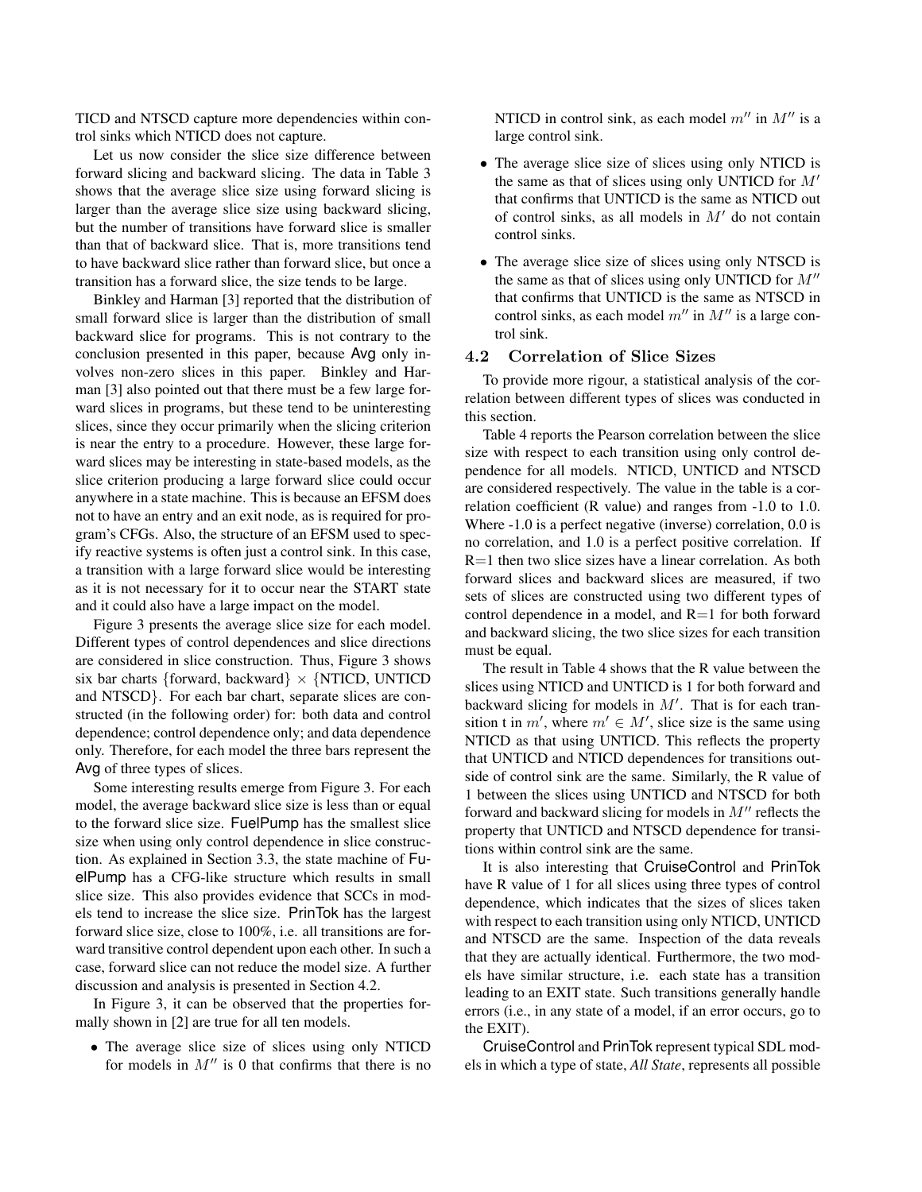TICD and NTSCD capture more dependencies within control sinks which NTICD does not capture.

Let us now consider the slice size difference between forward slicing and backward slicing. The data in Table 3 shows that the average slice size using forward slicing is larger than the average slice size using backward slicing, but the number of transitions have forward slice is smaller than that of backward slice. That is, more transitions tend to have backward slice rather than forward slice, but once a transition has a forward slice, the size tends to be large.

Binkley and Harman [3] reported that the distribution of small forward slice is larger than the distribution of small backward slice for programs. This is not contrary to the conclusion presented in this paper, because Avg only involves non-zero slices in this paper. Binkley and Harman [3] also pointed out that there must be a few large forward slices in programs, but these tend to be uninteresting slices, since they occur primarily when the slicing criterion is near the entry to a procedure. However, these large forward slices may be interesting in state-based models, as the slice criterion producing a large forward slice could occur anywhere in a state machine. This is because an EFSM does not have an entry and an exit node, as is required for program's CFGs. Also, the structure of an EFSM used to specify reactive systems is often just a control sink. In this case, a transition with a large forward slice would be interesting as it is not necessary for it to occur near the START state and it could also have a large impact on the model.

Figure 3 presents the average slice size for each model. Different types of control dependences and slice directions are considered in slice construction. Thus, Figure 3 shows six bar charts {forward, backward} × {NTICD, UNTICD and NTSCD}. For each bar chart, separate slices are constructed (in the following order) for: both data and control dependence; control dependence only; and data dependence only. Therefore, for each model the three bars represent the Avg of three types of slices.

Some interesting results emerge from Figure 3. For each model, the average backward slice size is less than or equal to the forward slice size. FuelPump has the smallest slice size when using only control dependence in slice construction. As explained in Section 3.3, the state machine of FuelPump has a CFG-like structure which results in small slice size. This also provides evidence that SCCs in models tend to increase the slice size. PrinTok has the largest forward slice size, close to 100%, i.e. all transitions are forward transitive control dependent upon each other. In such a case, forward slice can not reduce the model size. A further discussion and analysis is presented in Section 4.2.

In Figure 3, it can be observed that the properties formally shown in [2] are true for all ten models.

- The average slice size of slices using only NTICD for models in $M''$ is 0 that confirms that there is no NTICD in control sink, as each model $m''$ in $M''$ is a large control sink.
- The average slice size of slices using only NTICD is the same as that of slices using only UNTICD for $M'$ that confirms that UNTICD is the same as NTICD out of control sinks, as all models in $M'$ do not contain control sinks.
- The average slice size of slices using only NTSCD is the same as that of slices using only UNTICD for $M''$ that confirms that UNTICD is the same as NTSCD in control sinks, as each model $m''$ in $M''$ is a large control sink.

### 4.2 Correlation of Slice Sizes

To provide more rigour, a statistical analysis of the correlation between different types of slices was conducted in this section.

Table 4 reports the Pearson correlation between the slice size with respect to each transition using only control dependence for all models. NTICD, UNTICD and NTSCD are considered respectively. The value in the table is a correlation coefficient (R value) and ranges from -1.0 to 1.0. Where -1.0 is a perfect negative (inverse) correlation, 0.0 is no correlation, and 1.0 is a perfect positive correlation. If R=1 then two slice sizes have a linear correlation. As both forward slices and backward slices are measured, if two sets of slices are constructed using two different types of control dependence in a model, and R=1 for both forward and backward slicing, the two slice sizes for each transition must be equal.

The result in Table 4 shows that the R value between the slices using NTICD and UNTICD is 1 for both forward and backward slicing for models in $M'$. That is for each transition t in $m'$, where $m' \in M'$, slice size is the same using NTICD as that using UNTICD. This reflects the property that UNTICD and NTICD dependences for transitions outside of control sink are the same. Similarly, the R value of 1 between the slices using UNTICD and NTSCD for both forward and backward slicing for models in $M''$ reflects the property that UNTICD and NTSCD dependence for transitions within control sink are the same.

It is also interesting that CruiseControl and PrinTok have R value of 1 for all slices using three types of control dependence, which indicates that the sizes of slices taken with respect to each transition using only NTICD, UNTICD and NTSCD are the same. Inspection of the data reveals that they are actually identical. Furthermore, the two models have similar structure, i.e. each state has a transition leading to an EXIT state. Such transitions generally handle errors (i.e., in any state of a model, if an error occurs, go to the EXIT).

CruiseControl and PrinTok represent typical SDL models in which a type of state, *All State*, represents all possible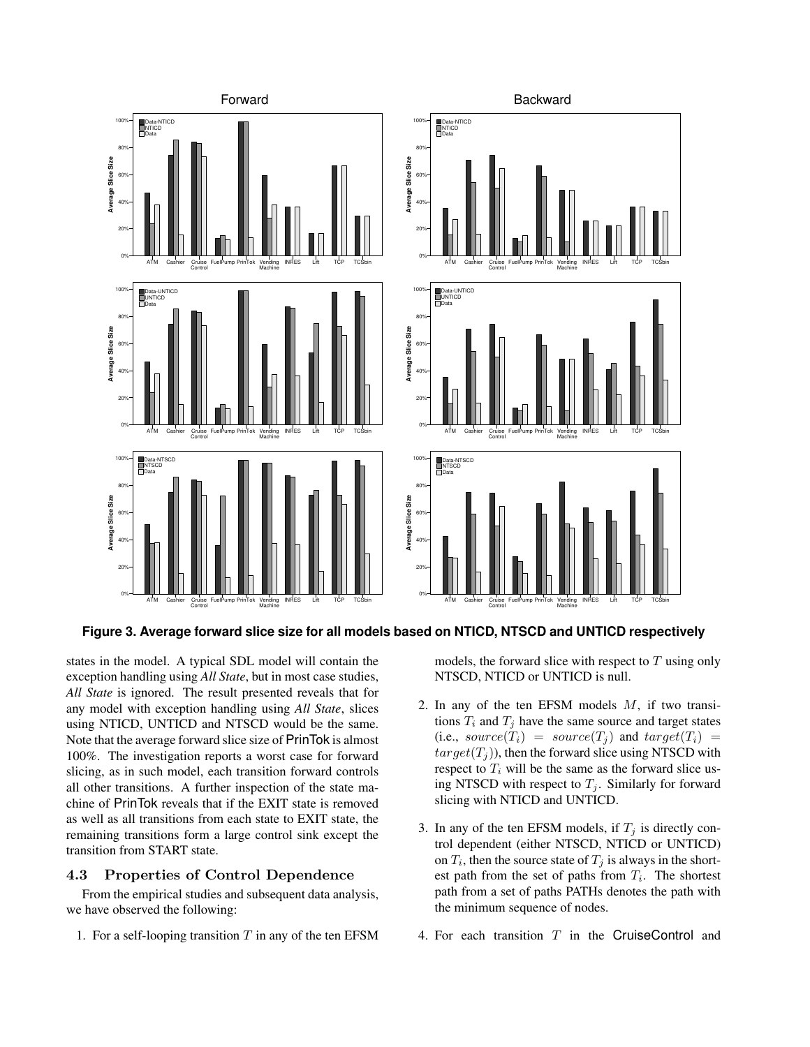**Figure 3. Average forward slice size for all models based on NTICD, NTSCD and UNTICD respectively**

states in the model. A typical SDL model will contain the exception handling using *All State*, but in most case studies, *All State* is ignored. The result presented reveals that for any model with exception handling using *All State*, slices using NTICD, UNTICD and NTSCD would be the same. Note that the average forward slice size of PrinTok is almost 100%. The investigation reports a worst case for forward slicing, as in such model, each transition forward controls all other transitions. A further inspection of the state machine of PrinTok reveals that if the EXIT state is removed as well as all transitions from each state to EXIT state, the remaining transitions form a large control sink except the transition from START state.

### 4.3 Properties of Control Dependence

From the empirical studies and subsequent data analysis, we have observed the following:

1. For a self-looping transition $T$ in any of the ten EFSM models, the forward slice with respect to $T$ using only NTSCD, NTICD or UNTICD is null.

2. In any of the ten EFSM models $M$, if two transitions $T_i$ and $T_j$ have the same source and target states (i.e., $source(T_i) = source(T_j)$ and $target(T_i) = target(T_j)$), then the forward slice using NTSCD with respect to $T_i$ will be the same as the forward slice using NTSCD with respect to $T_j$. Similarly for forward slicing with NTICD and UNTICD.

3. In any of the ten EFSM models, if $T_j$ is directly control dependent (either NTSCD, NTICD or UNTICD) on $T_i$, then the source state of $T_j$ is always in the shortest path from the set of paths from $T_i$. The shortest path from a set of paths PATHs denotes the path with the minimum sequence of nodes.

4. For each transition $T$ in the CruiseControl and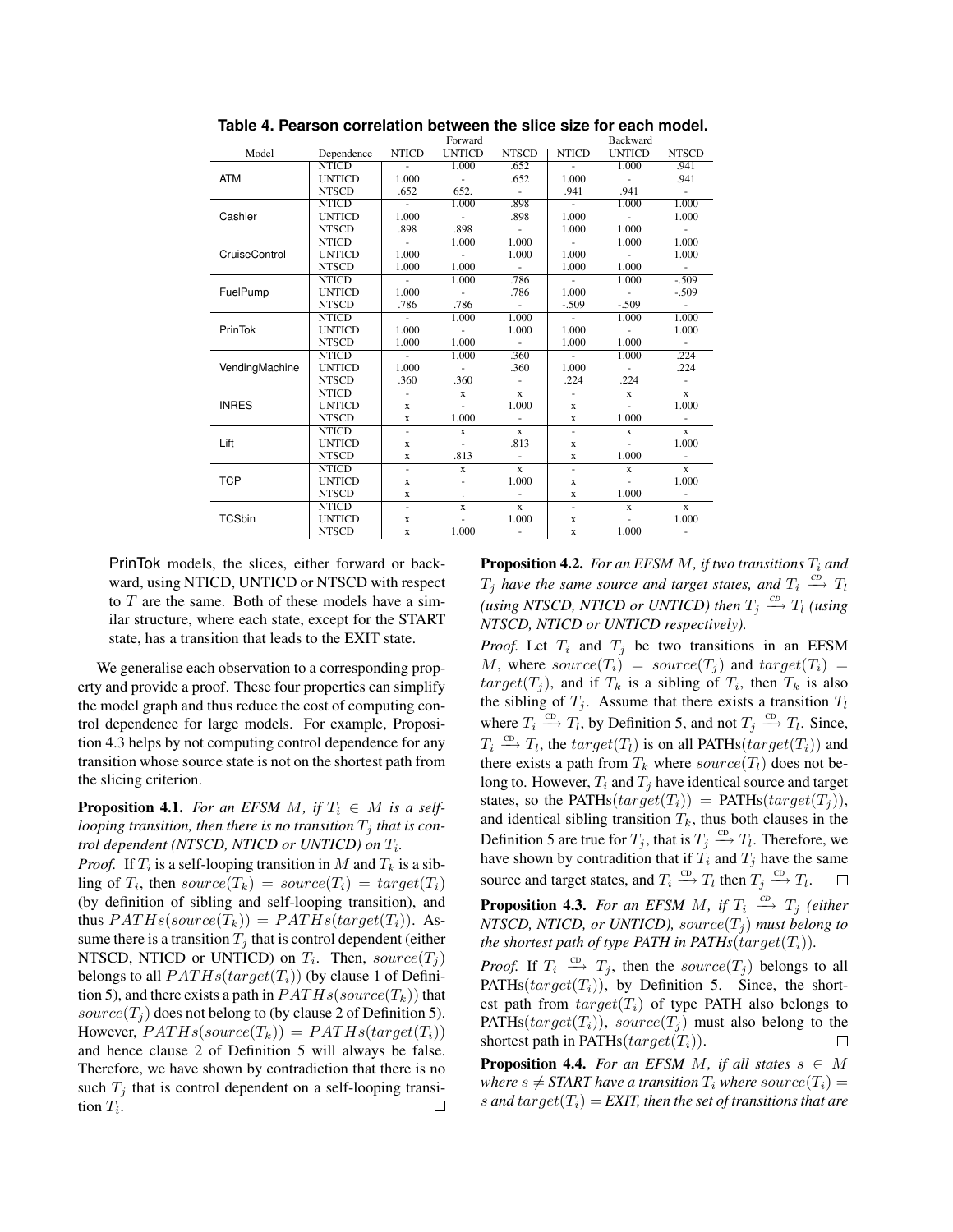**Table 4. Pearson correlation between the slice size for each model.**

| Model | Dependence | Forward NTICD | Forward UNTICD | Forward NTSCD | Backward NTICD | Backward UNTICD | Backward NTSCD |
|---|---|---|---|---|---|---|---|
| ATM | NTICD | - | 1.000 | .652 | - | 1.000 | .941 |
| | UNTICD | 1.000 | - | .652 | 1.000 | - | .941 |
| | NTSCD | .652 | 652. | - | .941 | .941 | - |
| Cashier | NTICD | - | 1.000 | .898 | - | 1.000 | 1.000 |
| | UNTICD | 1.000 | - | .898 | 1.000 | - | 1.000 |
| | NTSCD | .898 | .898 | - | 1.000 | 1.000 | - |
| CruiseControl | NTICD | - | 1.000 | 1.000 | - | 1.000 | 1.000 |
| | UNTICD | 1.000 | - | 1.000 | 1.000 | - | 1.000 |
| | NTSCD | 1.000 | 1.000 | - | 1.000 | 1.000 | - |
| FuelPump | NTICD | - | 1.000 | .786 | - | 1.000 | -.509 |
| | UNTICD | 1.000 | - | .786 | 1.000 | - | -.509 |
| | NTSCD | .786 | .786 | - | -.509 | -.509 | - |
| PrinTok | NTICD | - | 1.000 | 1.000 | - | 1.000 | 1.000 |
| | UNTICD | 1.000 | - | 1.000 | 1.000 | - | 1.000 |
| | NTSCD | 1.000 | 1.000 | - | 1.000 | 1.000 | - |
| VendingMachine | NTICD | - | 1.000 | .360 | - | 1.000 | .224 |
| | UNTICD | 1.000 | - | .360 | 1.000 | - | .224 |
| | NTSCD | .360 | .360 | - | .224 | .224 | - |
| INRES | NTICD | - | x | x | - | x | x |
| | UNTICD | x | - | 1.000 | x | - | 1.000 |
| | NTSCD | x | 1.000 | - | x | 1.000 | - |
| Lift | NTICD | - | x | x | - | x | x |
| | UNTICD | x | - | .813 | x | - | 1.000 |
| | NTSCD | x | .813 | - | x | 1.000 | - |
| TCP | NTICD | - | x | x | - | x | x |
| | UNTICD | x | - | 1.000 | x | - | 1.000 |
| | NTSCD | x | . | - | x | 1.000 | - |
| TCSbin | NTICD | - | x | x | - | x | x |
| | UNTICD | x | - | 1.000 | x | - | 1.000 |
| | NTSCD | x | 1.000 | - | x | 1.000 | - |

PrinTok models, the slices, either forward or backward, using NTICD, UNTICD or NTSCD with respect to $T$ are the same. Both of these models have a similar structure, where each state, except for the START state, has a transition that leads to the EXIT state.

We generalise each observation to a corresponding property and provide a proof. These four properties can simplify the model graph and thus reduce the cost of computing control dependence for large models. For example, Proposition 4.3 helps by not computing control dependence for any transition whose source state is not on the shortest path from the slicing criterion.

**Proposition 4.1.** *For an EFSM $M$, if $T_i \in M$ is a self-looping transition, then there is no transition $T_j$ that is control dependent (NTSCD, NTICD or UNTICD) on $T_i$.*

*Proof.* If $T_i$ is a self-looping transition in $M$ and $T_k$ is a sibling of $T_i$, then $source(T_k) = source(T_i) = target(T_i)$ (by definition of sibling and self-looping transition), and thus $PATHs(source(T_k)) = PATHs(target(T_i))$. Assume there is a transition $T_j$ that is control dependent (either NTSCD, NTICD or UNTICD) on $T_i$. Then, $source(T_j)$ belongs to all $PATHs(target(T_i))$ (by clause 1 of Definition 5), and there exists a path in $PATHs(source(T_k))$ that $source(T_j)$ does not belong to (by clause 2 of Definition 5). However, $PATHs(source(T_k)) = PATHs(target(T_i))$ and hence clause 2 of Definition 5 will always be false. Therefore, we have shown by contradiction that there is no such $T_j$ that is control dependent on a self-looping transition $T_i$. □

**Proposition 4.2.** *For an EFSM $M$, if two transitions $T_i$ and $T_j$ have the same source and target states, and $T_i \xrightarrow{CD} T_l$ (using NTSCD, NTICD or UNTICD) then $T_j \xrightarrow{CD} T_l$ (using NTSCD, NTICD or UNTICD respectively).*

*Proof.* Let $T_i$ and $T_j$ be two transitions in an EFSM $M$, where $source(T_i) = source(T_j)$ and $target(T_i) = target(T_j)$, and if $T_k$ is a sibling of $T_i$, then $T_k$ is also the sibling of $T_j$. Assume that there exists a transition $T_l$ where $T_i \xrightarrow{CD} T_l$, by Definition 5, and not $T_j \xrightarrow{CD} T_l$. Since, $T_i \xrightarrow{CD} T_l$, the $target(T_l)$ is on all PATHs($target(T_i)$) and there exists a path from $T_k$ where $source(T_l)$ does not belong to. However, $T_i$ and $T_j$ have identical source and target states, so the PATHs($target(T_i)$) = PATHs($target(T_j)$), and identical sibling transition $T_k$, thus both clauses in the Definition 5 are true for $T_j$, that is $T_j \xrightarrow{CD} T_l$. Therefore, we have shown by contradiction that if $T_i$ and $T_j$ have the same source and target states, and $T_i \xrightarrow{CD} T_l$ then $T_j \xrightarrow{CD} T_l$. □

**Proposition 4.3.** *For an EFSM $M$, if $T_i \xrightarrow{CD} T_j$ (either NTSCD, NTICD, or UNTICD), $source(T_j)$ must belong to the shortest path of type PATH in PATHs($target(T_i)$).*

*Proof.* If $T_i \xrightarrow{CD} T_j$, then the $source(T_j)$ belongs to all PATHs($target(T_i)$), by Definition 5. Since, the shortest path from $target(T_i)$ of type PATH also belongs to PATHs($target(T_i)$), $source(T_j)$ must also belong to the shortest path in PATHs($target(T_i)$). □

**Proposition 4.4.** *For an EFSM $M$, if all states $s \in M$ where $s \neq$ START have a transition $T_i$ where $source(T_i) = s$ and $target(T_i) =$ EXIT, then the set of transitions that are*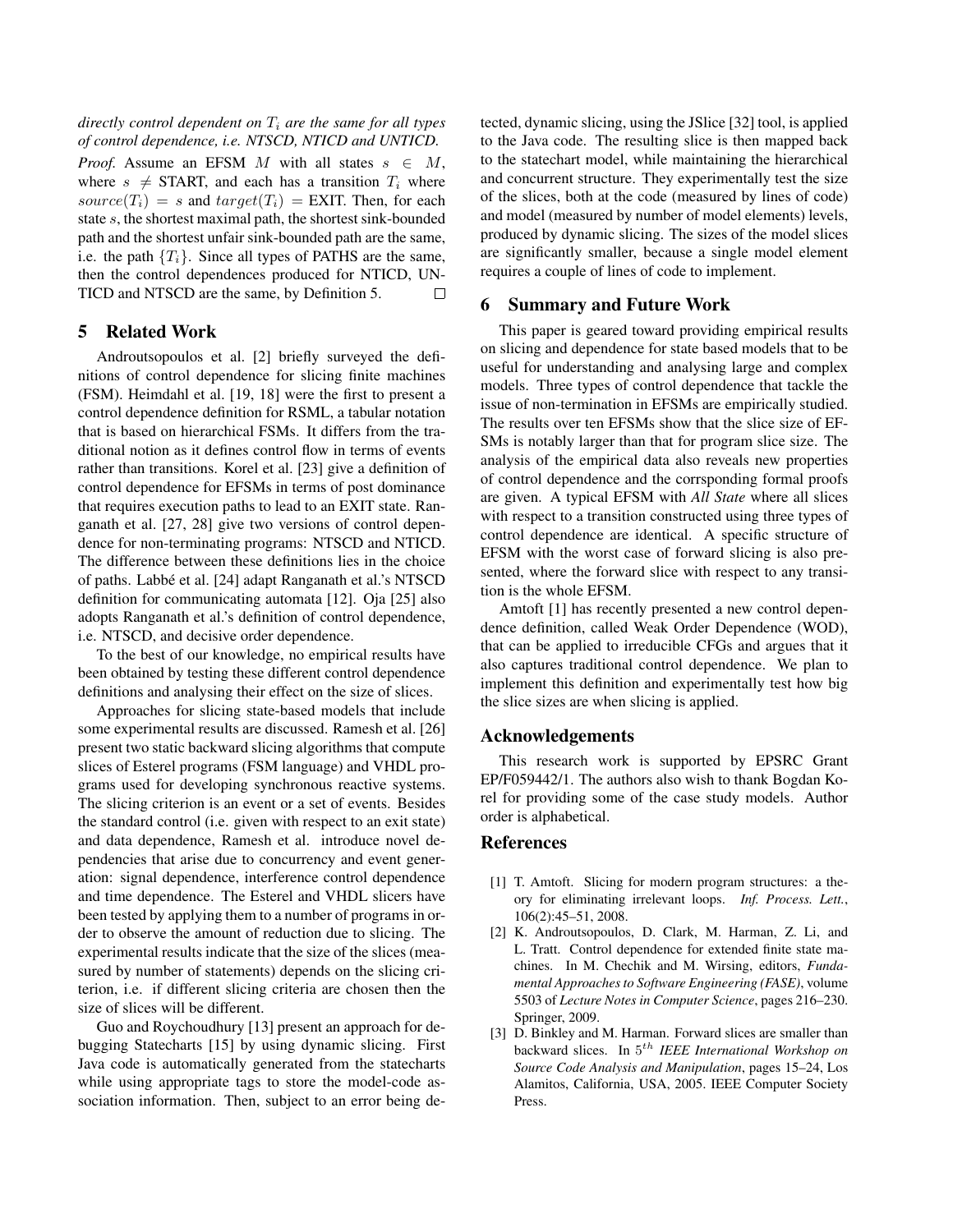*directly control dependent on $T_i$ are the same for all types of control dependence, i.e. NTSCD, NTICD and UNTICD.*

*Proof.* Assume an EFSM $M$ with all states $s \in M$, where $s \neq$ START, and each has a transition $T_i$ where $source(T_i) = s$ and $target(T_i) =$ EXIT. Then, for each state $s$, the shortest maximal path, the shortest sink-bounded path and the shortest unfair sink-bounded path are the same, i.e. the path $\{T_i\}$. Since all types of PATHS are the same, then the control dependences produced for NTICD, UNTICD and NTSCD are the same, by Definition 5. □

## 5 Related Work

Androutsopoulos et al. [2] briefly surveyed the definitions of control dependence for slicing finite machines (FSM). Heimdahl et al. [19, 18] were the first to present a control dependence definition for RSML, a tabular notation that is based on hierarchical FSMs. It differs from the traditional notion as it defines control flow in terms of events rather than transitions. Korel et al. [23] give a definition of control dependence for EFSMs in terms of post dominance that requires execution paths to lead to an EXIT state. Ranganath et al. [27, 28] give two versions of control dependence for non-terminating programs: NTSCD and NTICD. The difference between these definitions lies in the choice of paths. Labbé et al. [24] adapt Ranganath et al.'s NTSCD definition for communicating automata [12]. Oja [25] also adopts Ranganath et al.'s definition of control dependence, i.e. NTSCD, and decisive order dependence.

To the best of our knowledge, no empirical results have been obtained by testing these different control dependence definitions and analysing their effect on the size of slices.

Approaches for slicing state-based models that include some experimental results are discussed. Ramesh et al. [26] present two static backward slicing algorithms that compute slices of Esterel programs (FSM language) and VHDL programs used for developing synchronous reactive systems. The slicing criterion is an event or a set of events. Besides the standard control (i.e. given with respect to an exit state) and data dependence, Ramesh et al. introduce novel dependencies that arise due to concurrency and event generation: signal dependence, interference control dependence and time dependence. The Esterel and VHDL slicers have been tested by applying them to a number of programs in order to observe the amount of reduction due to slicing. The experimental results indicate that the size of the slices (measured by number of statements) depends on the slicing criterion, i.e. if different slicing criteria are chosen then the size of slices will be different.

Guo and Roychoudhury [13] present an approach for debugging Statecharts [15] by using dynamic slicing. First Java code is automatically generated from the statecharts while using appropriate tags to store the model-code association information. Then, subject to an error being detected, dynamic slicing, using the JSlice [32] tool, is applied to the Java code. The resulting slice is then mapped back to the statechart model, while maintaining the hierarchical and concurrent structure. They experimentally test the size of the slices, both at the code (measured by lines of code) and model (measured by number of model elements) levels, produced by dynamic slicing. The sizes of the model slices are significantly smaller, because a single model element requires a couple of lines of code to implement.

## 6 Summary and Future Work

This paper is geared toward providing empirical results on slicing and dependence for state based models that to be useful for understanding and analysing large and complex models. Three types of control dependence that tackle the issue of non-termination in EFSMs are empirically studied. The results over ten EFSMs show that the slice size of EFSMs is notably larger than that for program slice size. The analysis of the empirical data also reveals new properties of control dependence and the corrsponding formal proofs are given. A typical EFSM with *All State* where all slices with respect to a transition constructed using three types of control dependence are identical. A specific structure of EFSM with the worst case of forward slicing is also presented, where the forward slice with respect to any transition is the whole EFSM.

Amtoft [1] has recently presented a new control dependence definition, called Weak Order Dependence (WOD), that can be applied to irreducible CFGs and argues that it also captures traditional control dependence. We plan to implement this definition and experimentally test how big the slice sizes are when slicing is applied.

## Acknowledgements

This research work is supported by EPSRC Grant EP/F059442/1. The authors also wish to thank Bogdan Korel for providing some of the case study models. Author order is alphabetical.

## References

[1] T. Amtoft. Slicing for modern program structures: a theory for eliminating irrelevant loops. *Inf. Process. Lett.*, 106(2):45–51, 2008.

[2] K. Androutsopoulos, D. Clark, M. Harman, Z. Li, and L. Tratt. Control dependence for extended finite state machines. In M. Chechik and M. Wirsing, editors, *Fundamental Approaches to Software Engineering (FASE)*, volume 5503 of *Lecture Notes in Computer Science*, pages 216–230. Springer, 2009.

[3] D. Binkley and M. Harman. Forward slices are smaller than backward slices. In $5^{th}$ *IEEE International Workshop on Source Code Analysis and Manipulation*, pages 15–24, Los Alamitos, California, USA, 2005. IEEE Computer Society Press.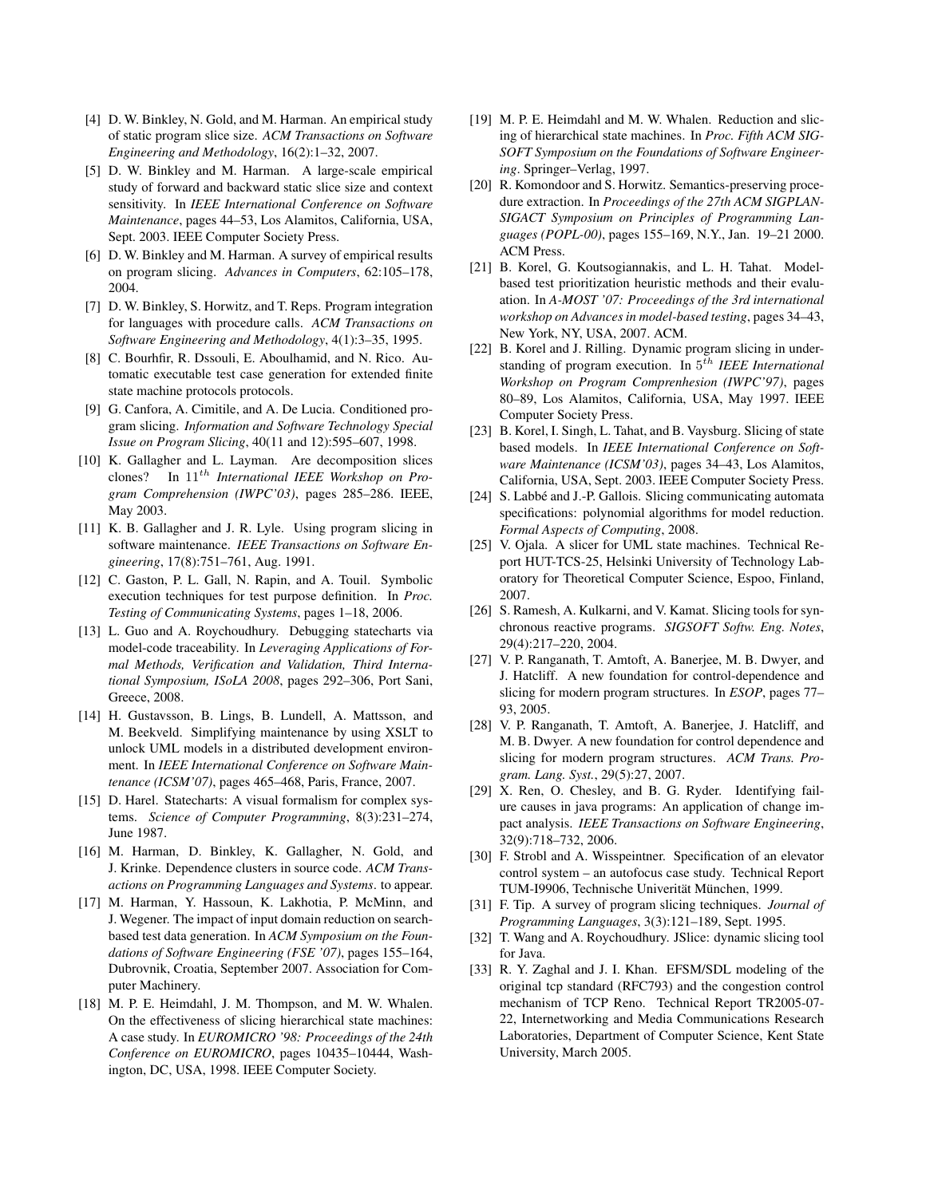- [4] D. W. Binkley, N. Gold, and M. Harman. An empirical study of static program slice size. *ACM Transactions on Software Engineering and Methodology*, 16(2):1–32, 2007.
- [5] D. W. Binkley and M. Harman. A large-scale empirical study of forward and backward static slice size and context sensitivity. In *IEEE International Conference on Software Maintenance*, pages 44–53, Los Alamitos, California, USA, Sept. 2003. IEEE Computer Society Press.
- [6] D. W. Binkley and M. Harman. A survey of empirical results on program slicing. *Advances in Computers*, 62:105–178, 2004.
- [7] D. W. Binkley, S. Horwitz, and T. Reps. Program integration for languages with procedure calls. *ACM Transactions on Software Engineering and Methodology*, 4(1):3–35, 1995.
- [8] C. Bourhfir, R. Dssouli, E. Aboulhamid, and N. Rico. Automatic executable test case generation for extended finite state machine protocols protocols.
- [9] G. Canfora, A. Cimitile, and A. De Lucia. Conditioned program slicing. *Information and Software Technology Special Issue on Program Slicing*, 40(11 and 12):595–607, 1998.
- [10] K. Gallagher and L. Layman. Are decomposition slices clones? In $11^{th}$ *International IEEE Workshop on Program Comprehension (IWPC'03)*, pages 285–286. IEEE, May 2003.
- [11] K. B. Gallagher and J. R. Lyle. Using program slicing in software maintenance. *IEEE Transactions on Software Engineering*, 17(8):751–761, Aug. 1991.
- [12] C. Gaston, P. L. Gall, N. Rapin, and A. Touil. Symbolic execution techniques for test purpose definition. In *Proc. Testing of Communicating Systems*, pages 1–18, 2006.
- [13] L. Guo and A. Roychoudhury. Debugging statecharts via model-code traceability. In *Leveraging Applications of Formal Methods, Verification and Validation, Third International Symposium, ISoLA 2008*, pages 292–306, Port Sani, Greece, 2008.
- [14] H. Gustavsson, B. Lings, B. Lundell, A. Mattsson, and M. Beekveld. Simplifying maintenance by using XSLT to unlock UML models in a distributed development environment. In *IEEE International Conference on Software Maintenance (ICSM'07)*, pages 465–468, Paris, France, 2007.
- [15] D. Harel. Statecharts: A visual formalism for complex systems. *Science of Computer Programming*, 8(3):231–274, June 1987.
- [16] M. Harman, D. Binkley, K. Gallagher, N. Gold, and J. Krinke. Dependence clusters in source code. *ACM Transactions on Programming Languages and Systems*. to appear.
- [17] M. Harman, Y. Hassoun, K. Lakhotia, P. McMinn, and J. Wegener. The impact of input domain reduction on search-based test data generation. In *ACM Symposium on the Foundations of Software Engineering (FSE '07)*, pages 155–164, Dubrovnik, Croatia, September 2007. Association for Computer Machinery.
- [18] M. P. E. Heimdahl, J. M. Thompson, and M. W. Whalen. On the effectiveness of slicing hierarchical state machines: A case study. In *EUROMICRO '98: Proceedings of the 24th Conference on EUROMICRO*, pages 10435–10444, Washington, DC, USA, 1998. IEEE Computer Society.
- [19] M. P. E. Heimdahl and M. W. Whalen. Reduction and slicing of hierarchical state machines. In *Proc. Fifth ACM SIGSOFT Symposium on the Foundations of Software Engineering*. Springer–Verlag, 1997.
- [20] R. Komondoor and S. Horwitz. Semantics-preserving procedure extraction. In *Proceedings of the 27th ACM SIGPLAN-SIGACT Symposium on Principles of Programming Languages (POPL-00)*, pages 155–169, N.Y., Jan. 19–21 2000. ACM Press.
- [21] B. Korel, G. Koutsogiannakis, and L. H. Tahat. Model-based test prioritization heuristic methods and their evaluation. In *A-MOST '07: Proceedings of the 3rd international workshop on Advances in model-based testing*, pages 34–43, New York, NY, USA, 2007. ACM.
- [22] B. Korel and J. Rilling. Dynamic program slicing in understanding of program execution. In $5^{th}$ *IEEE International Workshop on Program Comprehesion (IWPC'97)*, pages 80–89, Los Alamitos, California, USA, May 1997. IEEE Computer Society Press.
- [23] B. Korel, I. Singh, L. Tahat, and B. Vaysburg. Slicing of state based models. In *IEEE International Conference on Software Maintenance (ICSM'03)*, pages 34–43, Los Alamitos, California, USA, Sept. 2003. IEEE Computer Society Press.
- [24] S. Labbé and J.-P. Gallois. Slicing communicating automata specifications: polynomial algorithms for model reduction. *Formal Aspects of Computing*, 2008.
- [25] V. Ojala. A slicer for UML state machines. Technical Report HUT-TCS-25, Helsinki University of Technology Laboratory for Theoretical Computer Science, Espoo, Finland, 2007.
- [26] S. Ramesh, A. Kulkarni, and V. Kamat. Slicing tools for synchronous reactive programs. *SIGSOFT Softw. Eng. Notes*, 29(4):217–220, 2004.
- [27] V. P. Ranganath, T. Amtoft, A. Banerjee, M. B. Dwyer, and J. Hatcliff. A new foundation for control-dependence and slicing for modern program structures. In *ESOP*, pages 77–93, 2005.
- [28] V. P. Ranganath, T. Amtoft, A. Banerjee, J. Hatcliff, and M. B. Dwyer. A new foundation for control dependence and slicing for modern program structures. *ACM Trans. Program. Lang. Syst.*, 29(5):27, 2007.
- [29] X. Ren, O. Chesley, and B. G. Ryder. Identifying failure causes in java programs: An application of change impact analysis. *IEEE Transactions on Software Engineering*, 32(9):718–732, 2006.
- [30] F. Strobl and A. Wisspeintner. Specification of an elevator control system – an autofocus case study. Technical Report TUM-I9906, Technische Univerität München, 1999.
- [31] F. Tip. A survey of program slicing techniques. *Journal of Programming Languages*, 3(3):121–189, Sept. 1995.
- [32] T. Wang and A. Roychoudhury. JSlice: dynamic slicing tool for Java.
- [33] R. Y. Zaghal and J. I. Khan. EFSM/SDL modeling of the original tcp standard (RFC793) and the congestion control mechanism of TCP Reno. Technical Report TR2005-07-22, Internetworking and Media Communications Research Laboratories, Department of Computer Science, Kent State University, March 2005.